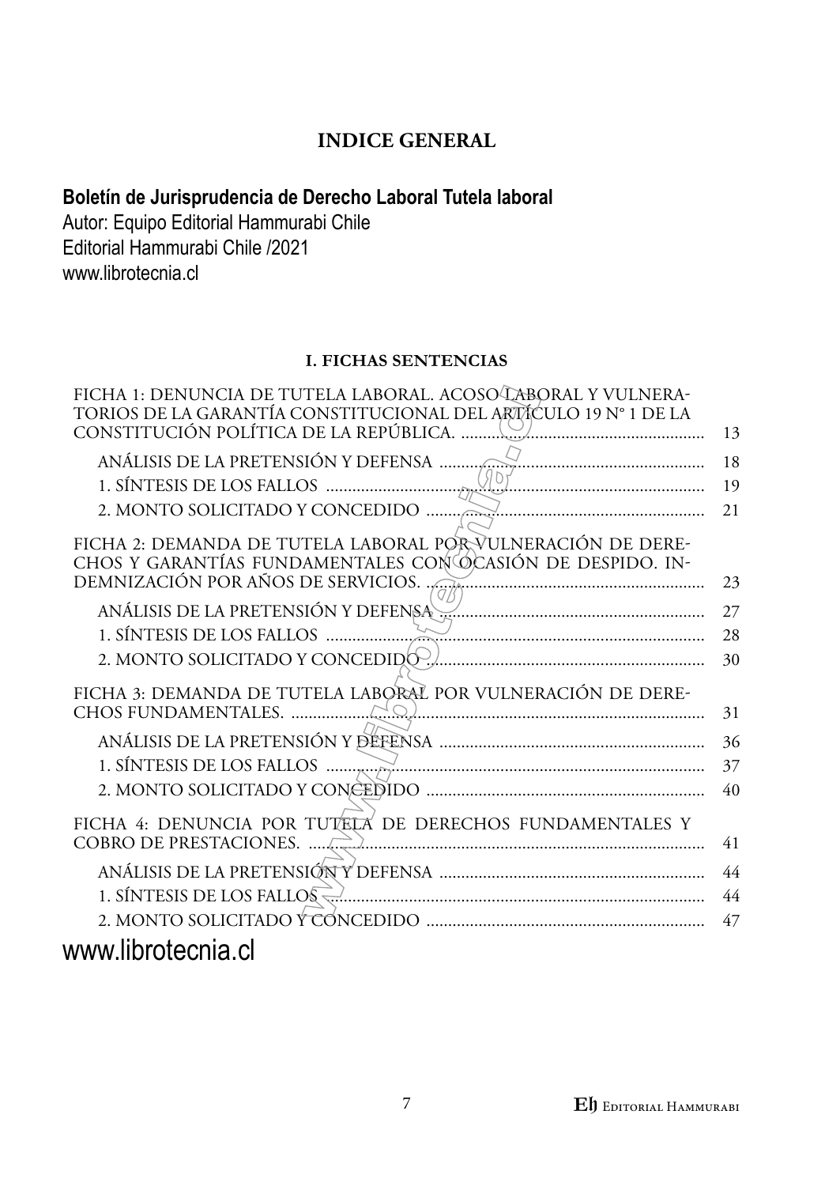# INDICE GENERAL

**Boletín de Jurisprudencia de Derecho Laboral Tutela laboral**
Autor: Equipo Editorial Hammurabi Chile
Editorial Hammurabi Chile /2021
www.librotecnia.cl

## I. FICHAS SENTENCIAS

FICHA 1: DENUNCIA DE TUTELA LABORAL. ACOSO LABORAL Y VULNERATORIOS DE LA GARANTÍA CONSTITUCIONAL DEL ARTÍCULO 19 N° 1 DE LA CONSTITUCIÓN POLÍTICA DE LA REPÚBLICA. ........ 13

- ANÁLISIS DE LA PRETENSIÓN Y DEFENSA ........ 18
- 1. SÍNTESIS DE LOS FALLOS ........ 19
- 2. MONTO SOLICITADO Y CONCEDIDO ........ 21

FICHA 2: DEMANDA DE TUTELA LABORAL POR VULNERACIÓN DE DERECHOS Y GARANTÍAS FUNDAMENTALES CON OCASIÓN DE DESPIDO. INDEMNIZACIÓN POR AÑOS DE SERVICIOS. ........ 23

- ANÁLISIS DE LA PRETENSIÓN Y DEFENSA ........ 27
- 1. SÍNTESIS DE LOS FALLOS ........ 28
- 2. MONTO SOLICITADO Y CONCEDIDO ........ 30

FICHA 3: DEMANDA DE TUTELA LABORAL POR VULNERACIÓN DE DERECHOS FUNDAMENTALES. ........ 31

- ANÁLISIS DE LA PRETENSIÓN Y DEFENSA ........ 36
- 1. SÍNTESIS DE LOS FALLOS ........ 37
- 2. MONTO SOLICITADO Y CONCEDIDO ........ 40

FICHA 4: DENUNCIA POR TUTELA DE DERECHOS FUNDAMENTALES Y COBRO DE PRESTACIONES. ........ 41

- ANÁLISIS DE LA PRETENSIÓN Y DEFENSA ........ 44
- 1. SÍNTESIS DE LOS FALLOS ........ 44
- 2. MONTO SOLICITADO Y CONCEDIDO ........ 47

www.librotecnia.cl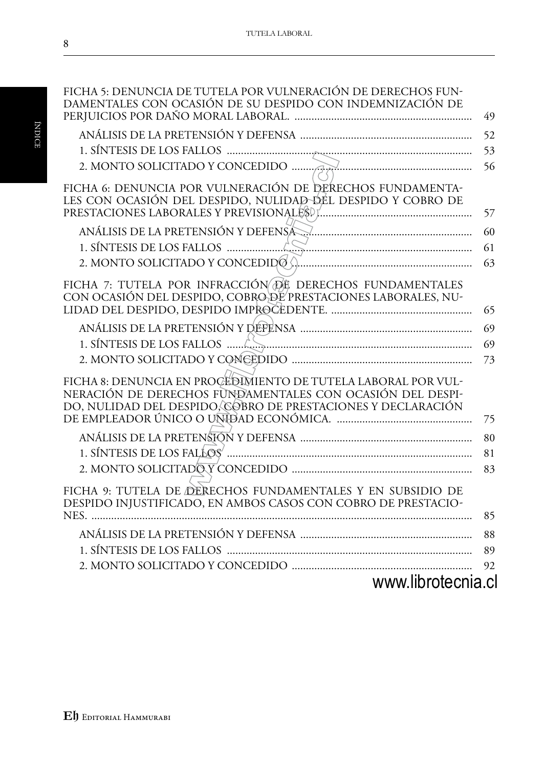FICHA 5: DENUNCIA DE TUTELA POR VULNERACIÓN DE DERECHOS FUNDAMENTALES CON OCASIÓN DE SU DESPIDO CON INDEMNIZACIÓN DE PERJUICIOS POR DAÑO MORAL LABORAL. ............... 49

- ANÁLISIS DE LA PRETENSIÓN Y DEFENSA ............... 52
- 1. SÍNTESIS DE LOS FALLOS ............... 53
- 2. MONTO SOLICITADO Y CONCEDIDO ............... 56

FICHA 6: DENUNCIA POR VULNERACIÓN DE DERECHOS FUNDAMENTALES CON OCASIÓN DEL DESPIDO, NULIDAD DEL DESPIDO Y COBRO DE PRESTACIONES LABORALES Y PREVISIONALES. ............... 57

- ANÁLISIS DE LA PRETENSIÓN Y DEFENSA ............... 60
- 1. SÍNTESIS DE LOS FALLOS ............... 61
- 2. MONTO SOLICITADO Y CONCEDIDO ............... 63

FICHA 7: TUTELA POR INFRACCIÓN DE DERECHOS FUNDAMENTALES CON OCASIÓN DEL DESPIDO, COBRO DE PRESTACIONES LABORALES, NULIDAD DEL DESPIDO, DESPIDO IMPROCEDENTE. ............... 65

- ANÁLISIS DE LA PRETENSIÓN Y DEFENSA ............... 69
- 1. SÍNTESIS DE LOS FALLOS ............... 69
- 2. MONTO SOLICITADO Y CONCEDIDO ............... 73

FICHA 8: DENUNCIA EN PROCEDIMIENTO DE TUTELA LABORAL POR VULNERACIÓN DE DERECHOS FUNDAMENTALES CON OCASIÓN DEL DESPIDO, NULIDAD DEL DESPIDO, COBRO DE PRESTACIONES Y DECLARACIÓN DE EMPLEADOR ÚNICO O UNIDAD ECONÓMICA. ............... 75

- ANÁLISIS DE LA PRETENSIÓN Y DEFENSA ............... 80
- 1. SÍNTESIS DE LOS FALLOS ............... 81
- 2. MONTO SOLICITADO Y CONCEDIDO ............... 83

FICHA 9: TUTELA DE DERECHOS FUNDAMENTALES Y EN SUBSIDIO DE DESPIDO INJUSTIFICADO, EN AMBOS CASOS CON COBRO DE PRESTACIONES. ............... 85

- ANÁLISIS DE LA PRETENSIÓN Y DEFENSA ............... 88
- 1. SÍNTESIS DE LOS FALLOS ............... 89
- 2. MONTO SOLICITADO Y CONCEDIDO ............... 92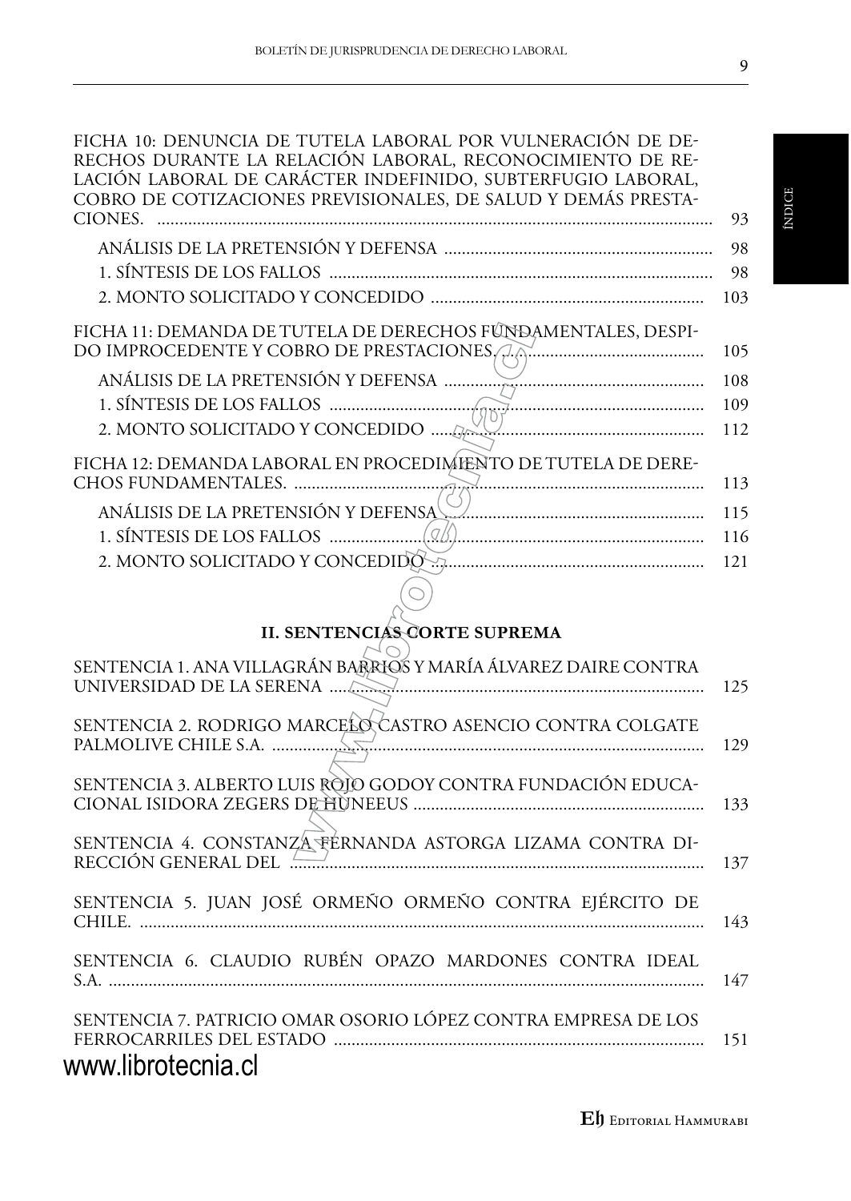FICHA 10: DENUNCIA DE TUTELA LABORAL POR VULNERACIÓN DE DERECHOS DURANTE LA RELACIÓN LABORAL, RECONOCIMIENTO DE RELACIÓN LABORAL DE CARÁCTER INDEFINIDO, SUBTERFUGIO LABORAL, COBRO DE COTIZACIONES PREVISIONALES, DE SALUD Y DEMÁS PRESTACIONES. .......... 93

- ANÁLISIS DE LA PRETENSIÓN Y DEFENSA .......... 98
- 1. SÍNTESIS DE LOS FALLOS .......... 98
- 2. MONTO SOLICITADO Y CONCEDIDO .......... 103

FICHA 11: DEMANDA DE TUTELA DE DERECHOS FUNDAMENTALES, DESPIDO IMPROCEDENTE Y COBRO DE PRESTACIONES. .......... 105

- ANÁLISIS DE LA PRETENSIÓN Y DEFENSA .......... 108
- 1. SÍNTESIS DE LOS FALLOS .......... 109
- 2. MONTO SOLICITADO Y CONCEDIDO .......... 112

FICHA 12: DEMANDA LABORAL EN PROCEDIMIENTO DE TUTELA DE DERECHOS FUNDAMENTALES. .......... 113

- ANÁLISIS DE LA PRETENSIÓN Y DEFENSA .......... 115
- 1. SÍNTESIS DE LOS FALLOS .......... 116
- 2. MONTO SOLICITADO Y CONCEDIDO .......... 121

## II. SENTENCIAS CORTE SUPREMA

SENTENCIA 1. ANA VILLAGRÁN BARRIOS Y MARÍA ÁLVAREZ DAIRE CONTRA UNIVERSIDAD DE LA SERENA .......... 125

SENTENCIA 2. RODRIGO MARCELO CASTRO ASENCIO CONTRA COLGATE PALMOLIVE CHILE S.A. .......... 129

SENTENCIA 3. ALBERTO LUIS ROJO GODOY CONTRA FUNDACIÓN EDUCACIONAL ISIDORA ZEGERS DE HUNEEUS .......... 133

SENTENCIA 4. CONSTANZA FERNANDA ASTORGA LIZAMA CONTRA DIRECCIÓN GENERAL DEL .......... 137

SENTENCIA 5. JUAN JOSÉ ORMEÑO ORMEÑO CONTRA EJÉRCITO DE CHILE. .......... 143

SENTENCIA 6. CLAUDIO RUBÉN OPAZO MARDONES CONTRA IDEAL S.A. .......... 147

SENTENCIA 7. PATRICIO OMAR OSORIO LÓPEZ CONTRA EMPRESA DE LOS FERROCARRILES DEL ESTADO .......... 151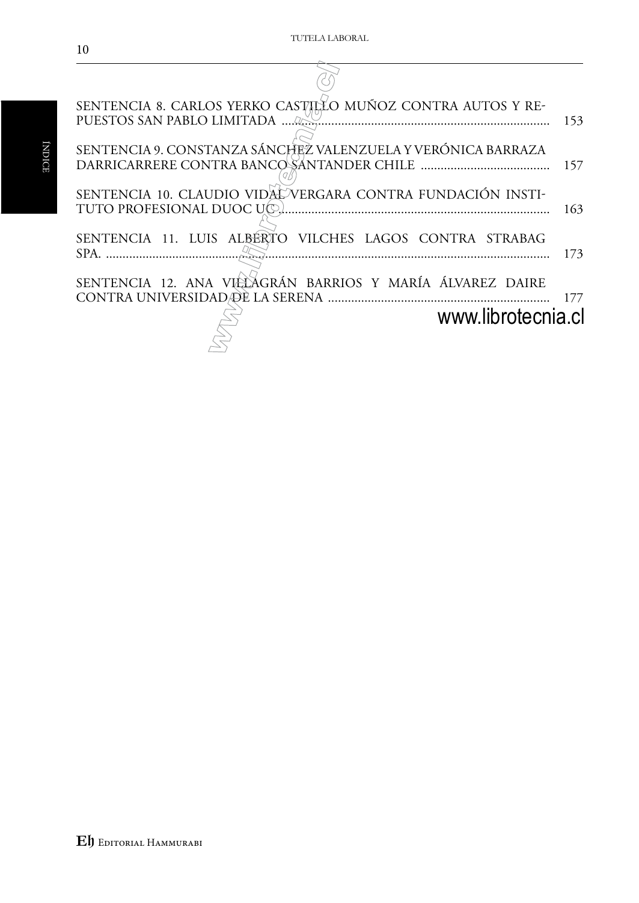SENTENCIA 8. CARLOS YERKO CASTILLO MUÑOZ CONTRA AUTOS Y REPUESTOS SAN PABLO LIMITADA ....... 153

SENTENCIA 9. CONSTANZA SÁNCHEZ VALENZUELA Y VERÓNICA BARRAZA DARRICARRERE CONTRA BANCO SANTANDER CHILE ....... 157

SENTENCIA 10. CLAUDIO VIDAL VERGARA CONTRA FUNDACIÓN INSTITUTO PROFESIONAL DUOC UC ....... 163

SENTENCIA 11. LUIS ALBERTO VILCHES LAGOS CONTRA STRABAG SPA. ....... 173

SENTENCIA 12. ANA VILLAGRÁN BARRIOS Y MARÍA ÁLVAREZ DAIRE CONTRA UNIVERSIDAD DE LA SERENA ....... 177